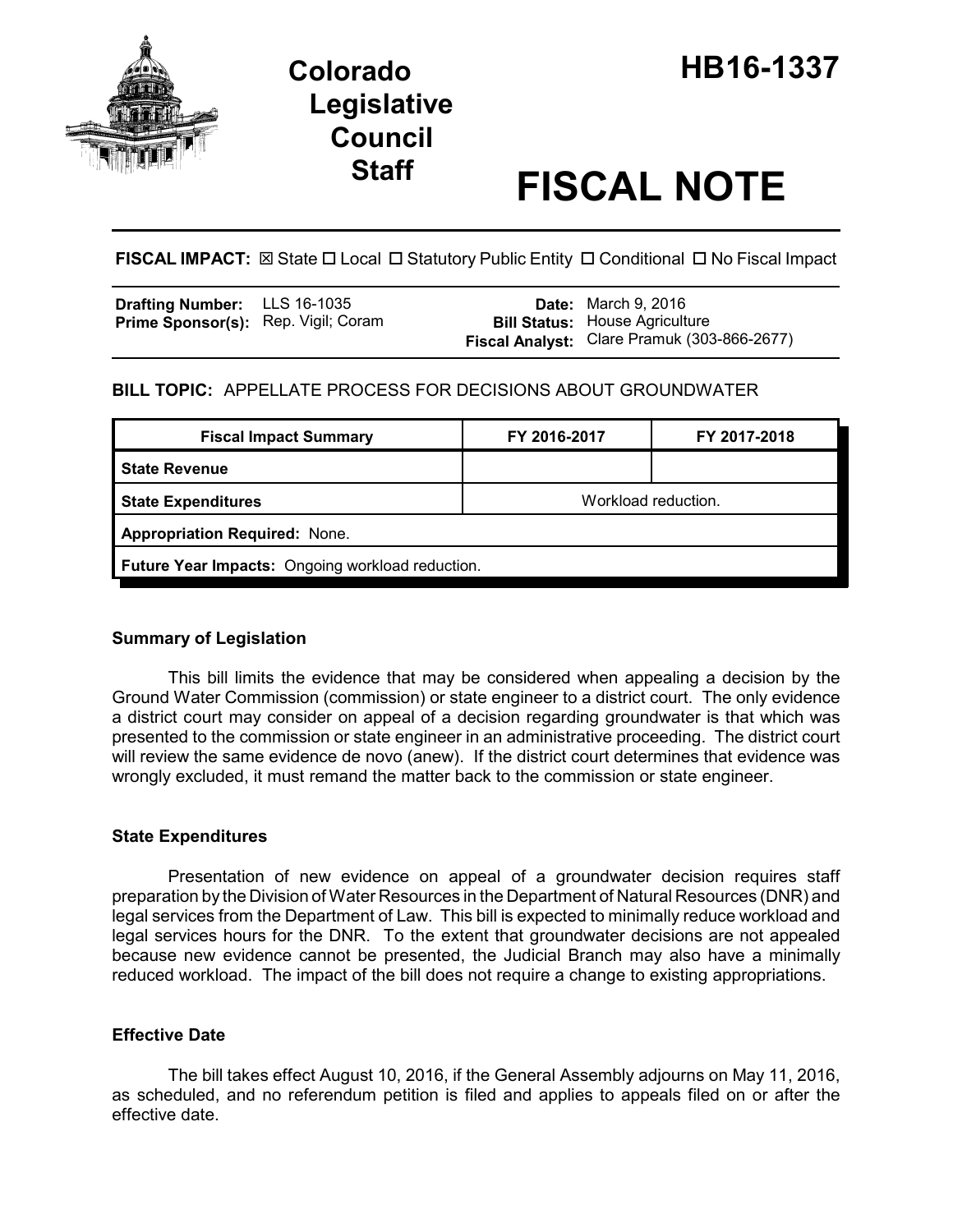# Colorado Legislative Council Staff

# HB16-1337

# FISCAL NOTE

**FISCAL IMPACT:** ☒ State ☐ Local ☐ Statutory Public Entity ☐ Conditional ☐ No Fiscal Impact

| | | | |
|---|---|---|---|
| **Drafting Number:** | LLS 16-1035 | **Date:** | March 9, 2016 |
| **Prime Sponsor(s):** | Rep. Vigil; Coram | **Bill Status:** | House Agriculture |
| | | **Fiscal Analyst:** | Clare Pramuk (303-866-2677) |

**BILL TOPIC:** APPELLATE PROCESS FOR DECISIONS ABOUT GROUNDWATER

| Fiscal Impact Summary | FY 2016-2017 | FY 2017-2018 |
|---|---|---|
| **State Revenue** | | |
| **State Expenditures** | Workload reduction. | |
| **Appropriation Required:** None. | | |
| **Future Year Impacts:** Ongoing workload reduction. | | |

### Summary of Legislation

This bill limits the evidence that may be considered when appealing a decision by the Ground Water Commission (commission) or state engineer to a district court. The only evidence a district court may consider on appeal of a decision regarding groundwater is that which was presented to the commission or state engineer in an administrative proceeding. The district court will review the same evidence de novo (anew). If the district court determines that evidence was wrongly excluded, it must remand the matter back to the commission or state engineer.

### State Expenditures

Presentation of new evidence on appeal of a groundwater decision requires staff preparation by the Division of Water Resources in the Department of Natural Resources (DNR) and legal services from the Department of Law. This bill is expected to minimally reduce workload and legal services hours for the DNR. To the extent that groundwater decisions are not appealed because new evidence cannot be presented, the Judicial Branch may also have a minimally reduced workload. The impact of the bill does not require a change to existing appropriations.

### Effective Date

The bill takes effect August 10, 2016, if the General Assembly adjourns on May 11, 2016, as scheduled, and no referendum petition is filed and applies to appeals filed on or after the effective date.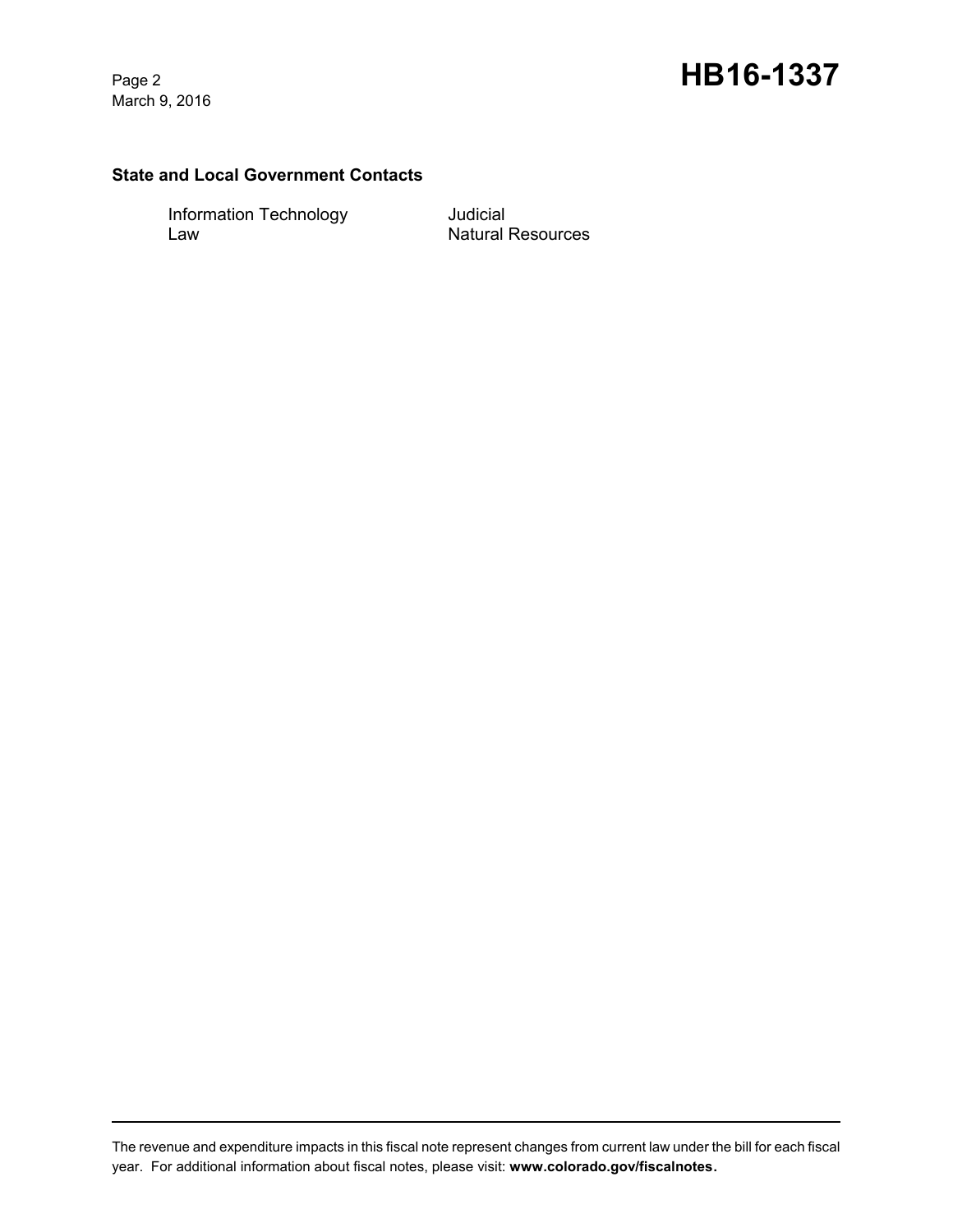**State and Local Government Contacts**

Information Technology
Judicial
Law
Natural Resources

The revenue and expenditure impacts in this fiscal note represent changes from current law under the bill for each fiscal year. For additional information about fiscal notes, please visit: **www.colorado.gov/fiscalnotes.**